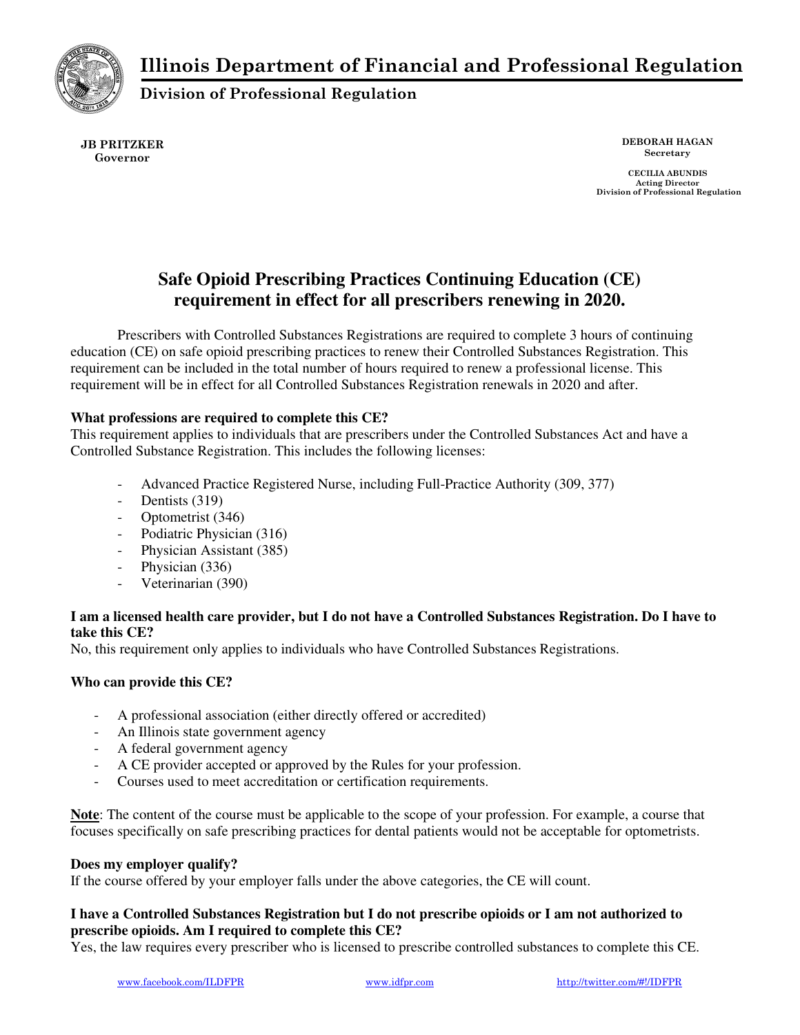# Illinois Department of Financial and Professional Regulation

**Division of Professional Regulation**

**JB PRITZKER**
**Governor**

**DEBORAH HAGAN**
**Secretary**

**CECILIA ABUNDIS**
**Acting Director**
**Division of Professional Regulation**

## Safe Opioid Prescribing Practices Continuing Education (CE) requirement in effect for all prescribers renewing in 2020.

Prescribers with Controlled Substances Registrations are required to complete 3 hours of continuing education (CE) on safe opioid prescribing practices to renew their Controlled Substances Registration. This requirement can be included in the total number of hours required to renew a professional license. This requirement will be in effect for all Controlled Substances Registration renewals in 2020 and after.

**What professions are required to complete this CE?**

This requirement applies to individuals that are prescribers under the Controlled Substances Act and have a Controlled Substance Registration. This includes the following licenses:

- Advanced Practice Registered Nurse, including Full-Practice Authority (309, 377)
- Dentists (319)
- Optometrist (346)
- Podiatric Physician (316)
- Physician Assistant (385)
- Physician (336)
- Veterinarian (390)

**I am a licensed health care provider, but I do not have a Controlled Substances Registration. Do I have to take this CE?**

No, this requirement only applies to individuals who have Controlled Substances Registrations.

**Who can provide this CE?**

- A professional association (either directly offered or accredited)
- An Illinois state government agency
- A federal government agency
- A CE provider accepted or approved by the Rules for your profession.
- Courses used to meet accreditation or certification requirements.

**Note**: The content of the course must be applicable to the scope of your profession. For example, a course that focuses specifically on safe prescribing practices for dental patients would not be acceptable for optometrists.

**Does my employer qualify?**

If the course offered by your employer falls under the above categories, the CE will count.

**I have a Controlled Substances Registration but I do not prescribe opioids or I am not authorized to prescribe opioids. Am I required to complete this CE?**

Yes, the law requires every prescriber who is licensed to prescribe controlled substances to complete this CE.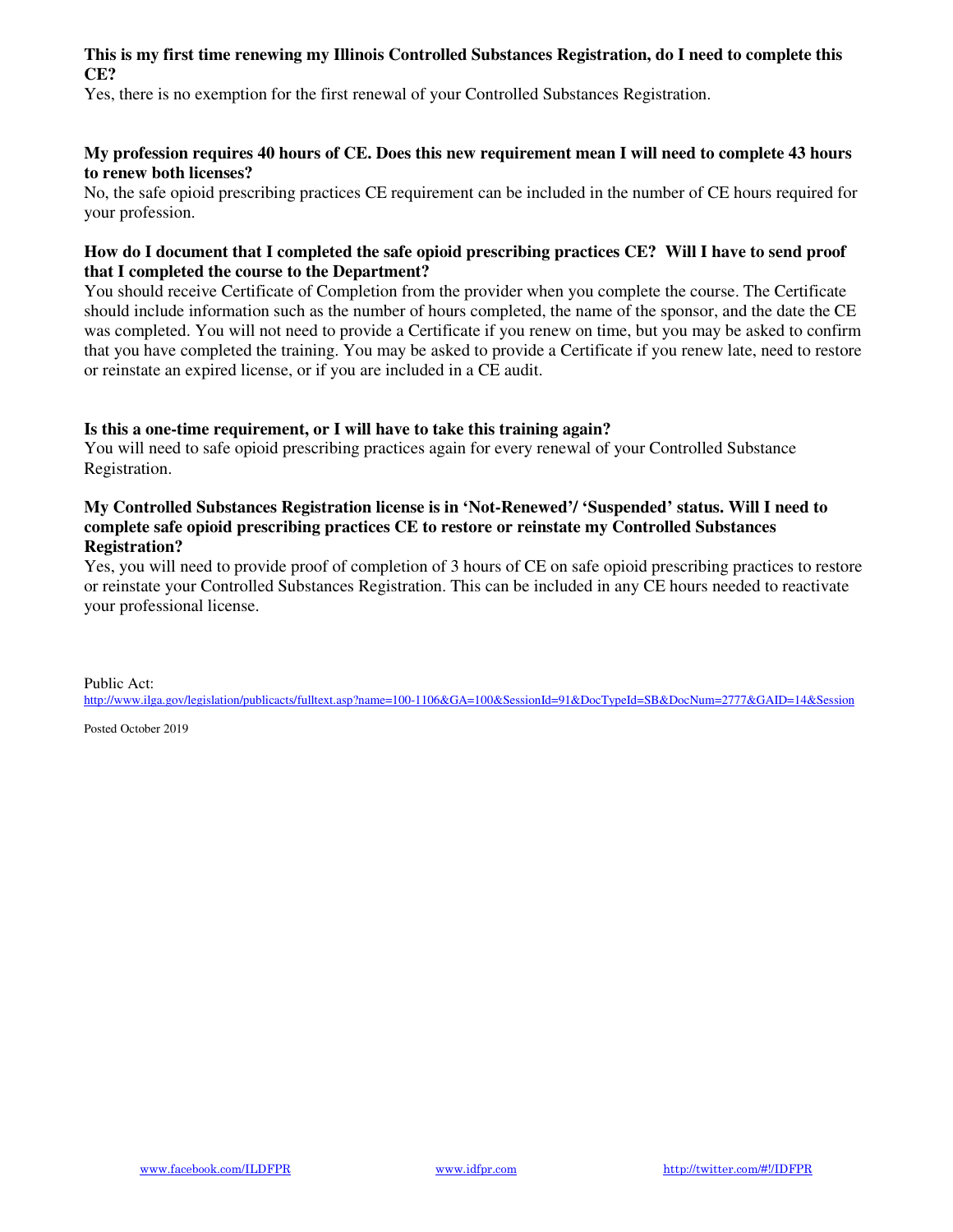**This is my first time renewing my Illinois Controlled Substances Registration, do I need to complete this CE?**

Yes, there is no exemption for the first renewal of your Controlled Substances Registration.

**My profession requires 40 hours of CE. Does this new requirement mean I will need to complete 43 hours to renew both licenses?**

No, the safe opioid prescribing practices CE requirement can be included in the number of CE hours required for your profession.

**How do I document that I completed the safe opioid prescribing practices CE? Will I have to send proof that I completed the course to the Department?**

You should receive Certificate of Completion from the provider when you complete the course. The Certificate should include information such as the number of hours completed, the name of the sponsor, and the date the CE was completed. You will not need to provide a Certificate if you renew on time, but you may be asked to confirm that you have completed the training. You may be asked to provide a Certificate if you renew late, need to restore or reinstate an expired license, or if you are included in a CE audit.

**Is this a one-time requirement, or I will have to take this training again?**

You will need to safe opioid prescribing practices again for every renewal of your Controlled Substance Registration.

**My Controlled Substances Registration license is in 'Not-Renewed'/ 'Suspended' status. Will I need to complete safe opioid prescribing practices CE to restore or reinstate my Controlled Substances Registration?**

Yes, you will need to provide proof of completion of 3 hours of CE on safe opioid prescribing practices to restore or reinstate your Controlled Substances Registration. This can be included in any CE hours needed to reactivate your professional license.

Public Act:
http://www.ilga.gov/legislation/publicacts/fulltext.asp?name=100-1106&GA=100&SessionId=91&DocTypeId=SB&DocNum=2777&GAID=14&Session

Posted October 2019

www.facebook.com/ILDFPR www.idfpr.com http://twitter.com/#!/IDFPR